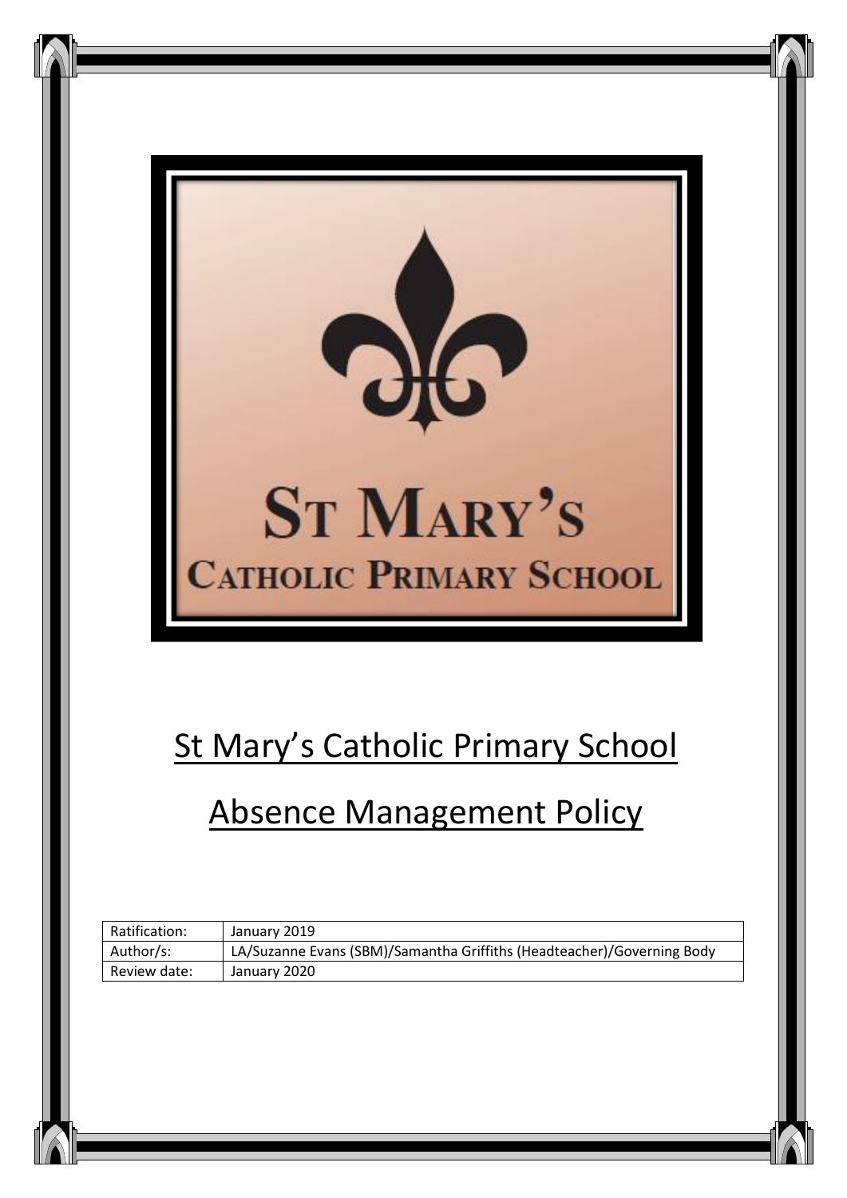ST MARY'S
CATHOLIC PRIMARY SCHOOL

# St Mary's Catholic Primary School

# Absence Management Policy

| | |
|---|---|
| Ratification: | January 2019 |
| Author/s: | LA/Suzanne Evans (SBM)/Samantha Griffiths (Headteacher)/Governing Body |
| Review date: | January 2020 |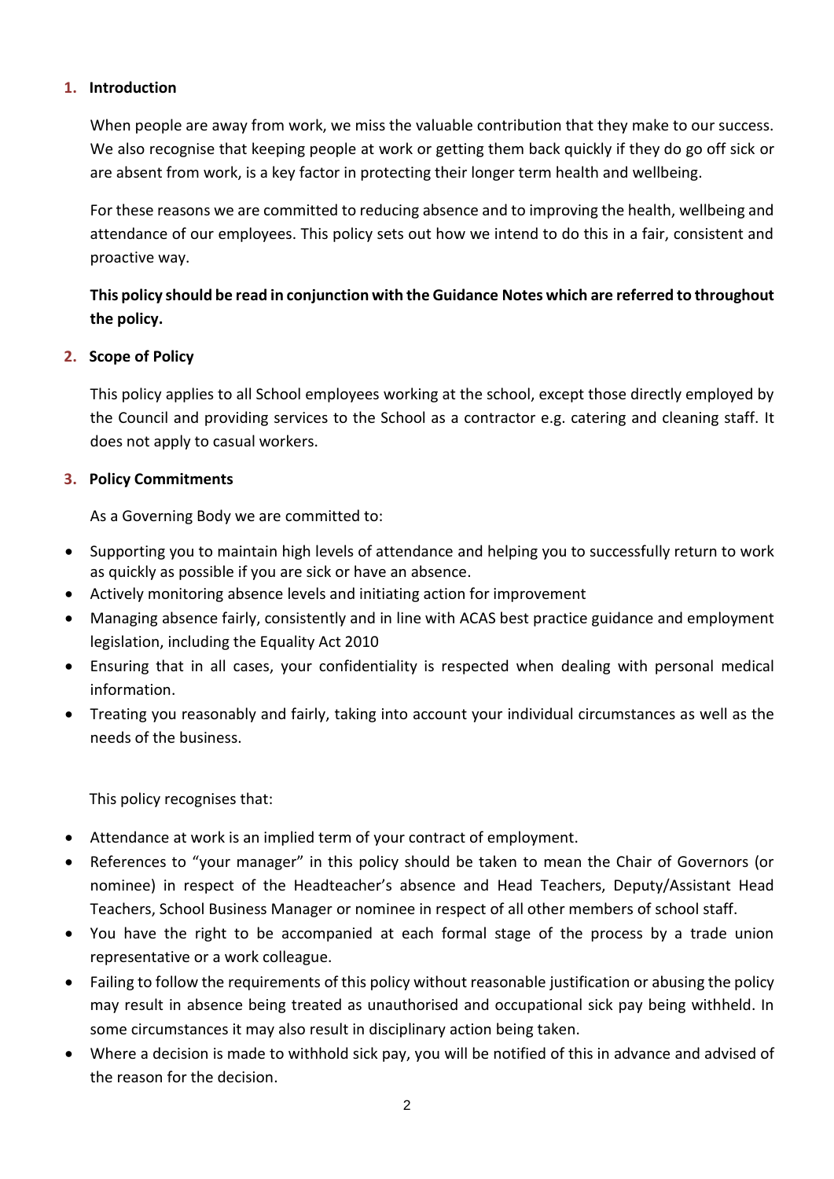## 1. Introduction

When people are away from work, we miss the valuable contribution that they make to our success. We also recognise that keeping people at work or getting them back quickly if they do go off sick or are absent from work, is a key factor in protecting their longer term health and wellbeing.

For these reasons we are committed to reducing absence and to improving the health, wellbeing and attendance of our employees. This policy sets out how we intend to do this in a fair, consistent and proactive way.

**This policy should be read in conjunction with the Guidance Notes which are referred to throughout the policy.**

## 2. Scope of Policy

This policy applies to all School employees working at the school, except those directly employed by the Council and providing services to the School as a contractor e.g. catering and cleaning staff. It does not apply to casual workers.

## 3. Policy Commitments

As a Governing Body we are committed to:

- Supporting you to maintain high levels of attendance and helping you to successfully return to work as quickly as possible if you are sick or have an absence.
- Actively monitoring absence levels and initiating action for improvement
- Managing absence fairly, consistently and in line with ACAS best practice guidance and employment legislation, including the Equality Act 2010
- Ensuring that in all cases, your confidentiality is respected when dealing with personal medical information.
- Treating you reasonably and fairly, taking into account your individual circumstances as well as the needs of the business.

This policy recognises that:

- Attendance at work is an implied term of your contract of employment.
- References to "your manager" in this policy should be taken to mean the Chair of Governors (or nominee) in respect of the Headteacher's absence and Head Teachers, Deputy/Assistant Head Teachers, School Business Manager or nominee in respect of all other members of school staff.
- You have the right to be accompanied at each formal stage of the process by a trade union representative or a work colleague.
- Failing to follow the requirements of this policy without reasonable justification or abusing the policy may result in absence being treated as unauthorised and occupational sick pay being withheld. In some circumstances it may also result in disciplinary action being taken.
- Where a decision is made to withhold sick pay, you will be notified of this in advance and advised of the reason for the decision.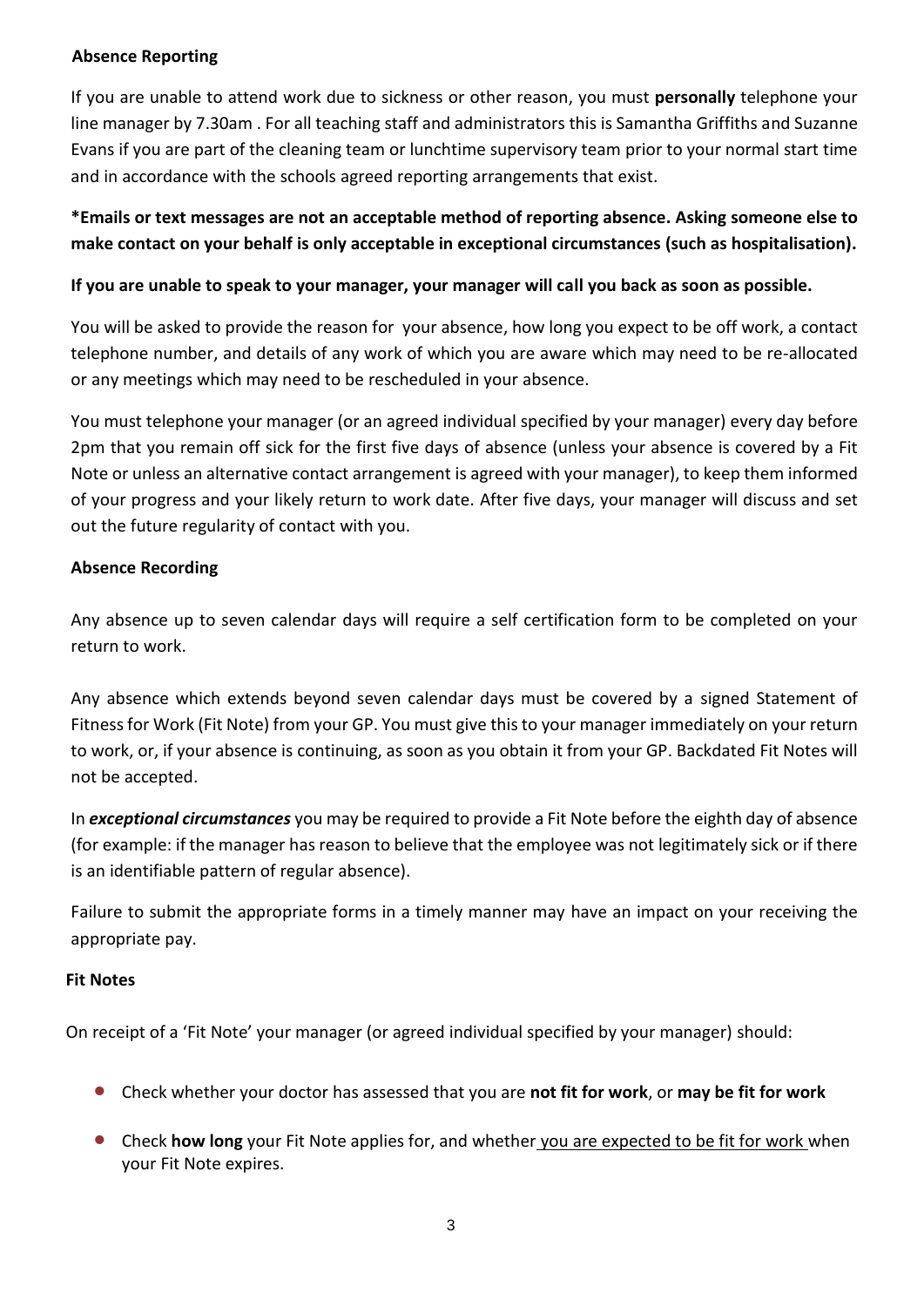**Absence Reporting**

If you are unable to attend work due to sickness or other reason, you must **personally** telephone your line manager by 7.30am . For all teaching staff and administrators this is Samantha Griffiths and Suzanne Evans if you are part of the cleaning team or lunchtime supervisory team prior to your normal start time and in accordance with the schools agreed reporting arrangements that exist.

**\*Emails or text messages are not an acceptable method of reporting absence. Asking someone else to make contact on your behalf is only acceptable in exceptional circumstances (such as hospitalisation).**

**If you are unable to speak to your manager, your manager will call you back as soon as possible.**

You will be asked to provide the reason for your absence, how long you expect to be off work, a contact telephone number, and details of any work of which you are aware which may need to be re-allocated or any meetings which may need to be rescheduled in your absence.

You must telephone your manager (or an agreed individual specified by your manager) every day before 2pm that you remain off sick for the first five days of absence (unless your absence is covered by a Fit Note or unless an alternative contact arrangement is agreed with your manager), to keep them informed of your progress and your likely return to work date. After five days, your manager will discuss and set out the future regularity of contact with you.

**Absence Recording**

Any absence up to seven calendar days will require a self certification form to be completed on your return to work.

Any absence which extends beyond seven calendar days must be covered by a signed Statement of Fitness for Work (Fit Note) from your GP. You must give this to your manager immediately on your return to work, or, if your absence is continuing, as soon as you obtain it from your GP. Backdated Fit Notes will not be accepted.

In ***exceptional circumstances*** you may be required to provide a Fit Note before the eighth day of absence (for example: if the manager has reason to believe that the employee was not legitimately sick or if there is an identifiable pattern of regular absence).

Failure to submit the appropriate forms in a timely manner may have an impact on your receiving the appropriate pay.

**Fit Notes**

On receipt of a 'Fit Note' your manager (or agreed individual specified by your manager) should:

- Check whether your doctor has assessed that you are **not fit for work**, or **may be fit for work**
- Check **how long** your Fit Note applies for, and whether you are expected to be fit for work when your Fit Note expires.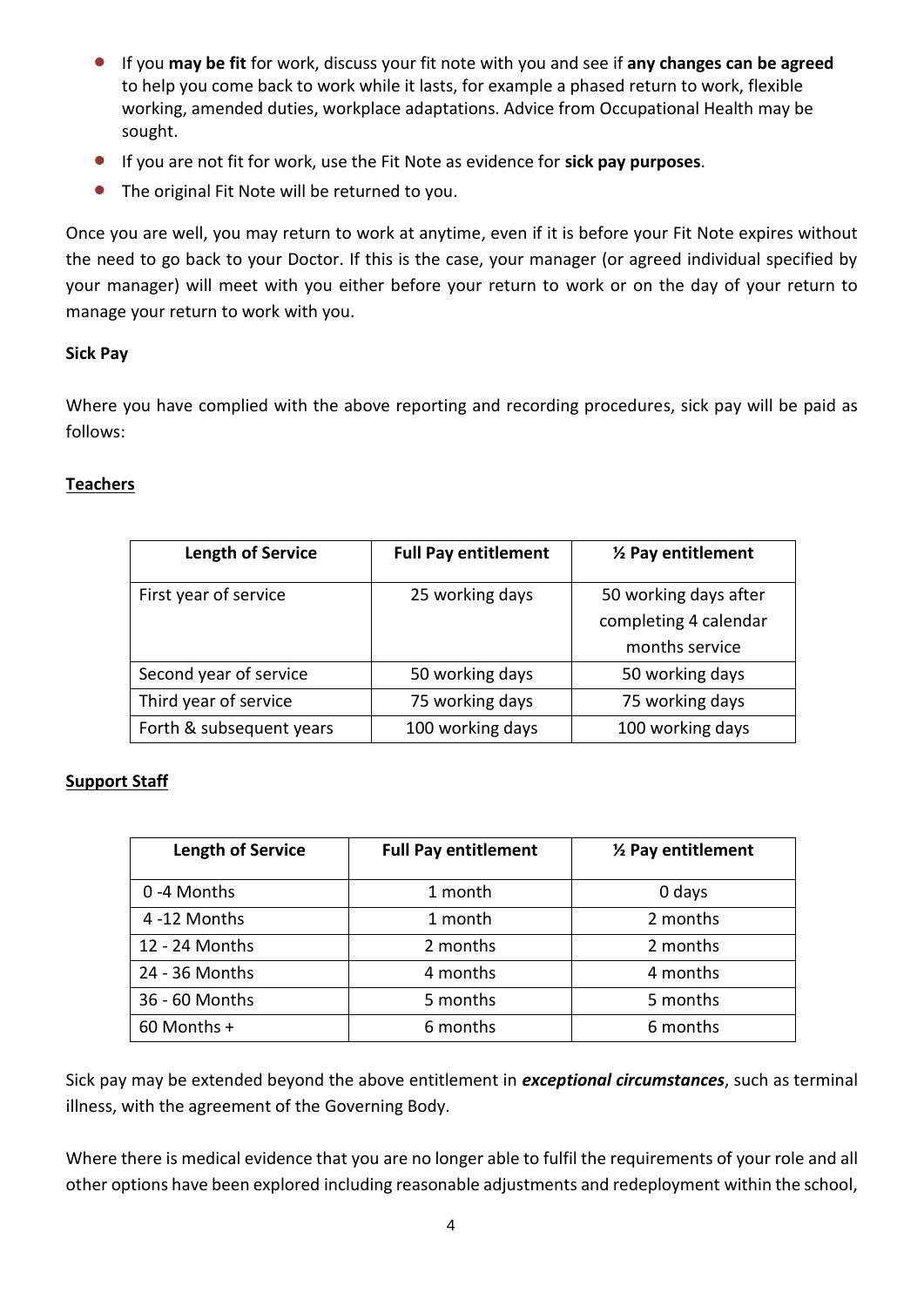- If you **may be fit** for work, discuss your fit note with you and see if **any changes can be agreed** to help you come back to work while it lasts, for example a phased return to work, flexible working, amended duties, workplace adaptations. Advice from Occupational Health may be sought.
- If you are not fit for work, use the Fit Note as evidence for **sick pay purposes**.
- The original Fit Note will be returned to you.

Once you are well, you may return to work at anytime, even if it is before your Fit Note expires without the need to go back to your Doctor. If this is the case, your manager (or agreed individual specified by your manager) will meet with you either before your return to work or on the day of your return to manage your return to work with you.

**Sick Pay**

Where you have complied with the above reporting and recording procedures, sick pay will be paid as follows:

**Teachers**

| Length of Service | Full Pay entitlement | ½ Pay entitlement |
|---|---|---|
| First year of service | 25 working days | 50 working days after completing 4 calendar months service |
| Second year of service | 50 working days | 50 working days |
| Third year of service | 75 working days | 75 working days |
| Forth & subsequent years | 100 working days | 100 working days |

**Support Staff**

| Length of Service | Full Pay entitlement | ½ Pay entitlement |
|---|---|---|
| 0 -4 Months | 1 month | 0 days |
| 4 -12 Months | 1 month | 2 months |
| 12 - 24 Months | 2 months | 2 months |
| 24 - 36 Months | 4 months | 4 months |
| 36 - 60 Months | 5 months | 5 months |
| 60 Months + | 6 months | 6 months |

Sick pay may be extended beyond the above entitlement in ***exceptional circumstances***, such as terminal illness, with the agreement of the Governing Body.

Where there is medical evidence that you are no longer able to fulfil the requirements of your role and all other options have been explored including reasonable adjustments and redeployment within the school,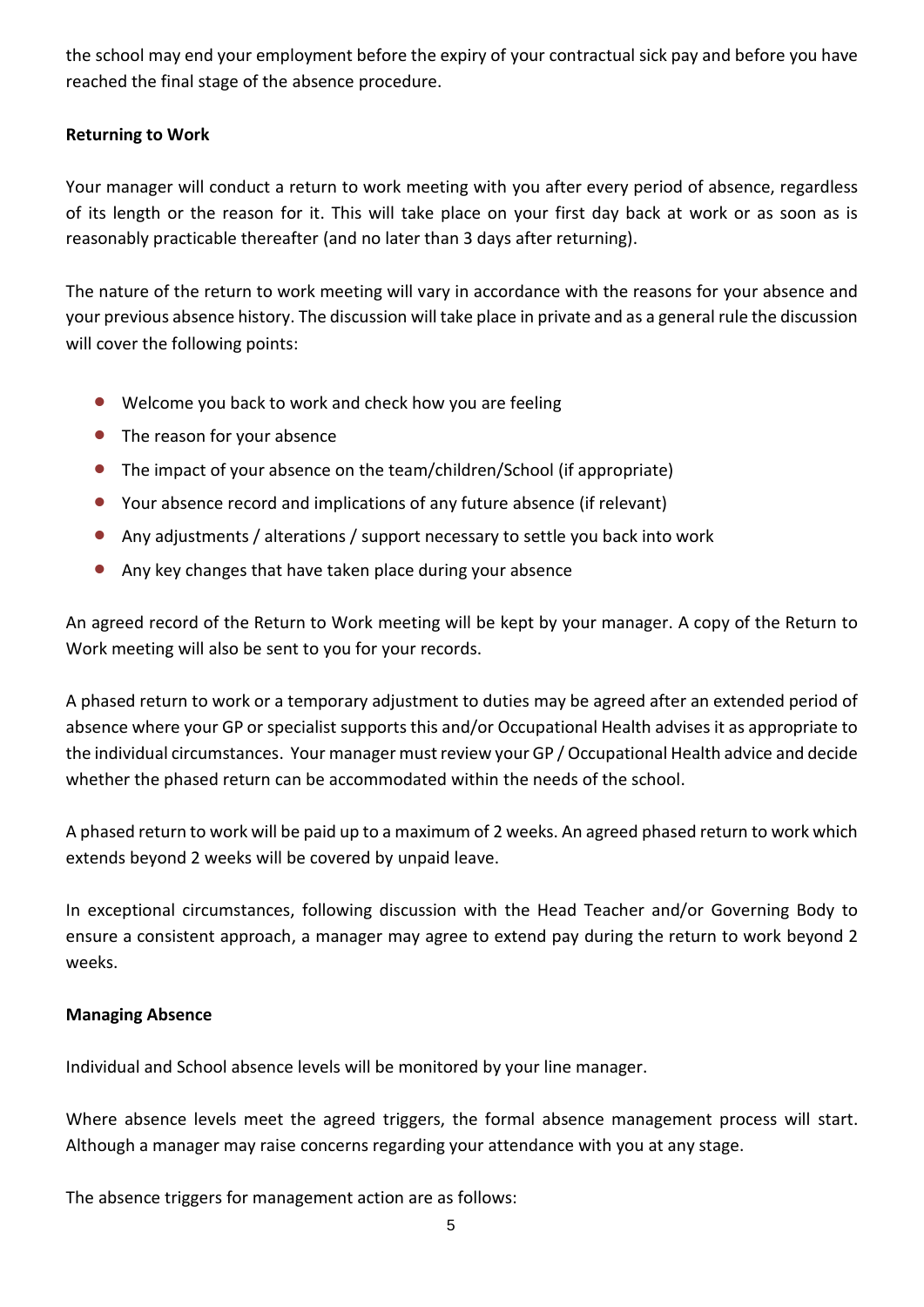the school may end your employment before the expiry of your contractual sick pay and before you have reached the final stage of the absence procedure.

**Returning to Work**

Your manager will conduct a return to work meeting with you after every period of absence, regardless of its length or the reason for it. This will take place on your first day back at work or as soon as is reasonably practicable thereafter (and no later than 3 days after returning).

The nature of the return to work meeting will vary in accordance with the reasons for your absence and your previous absence history. The discussion will take place in private and as a general rule the discussion will cover the following points:

- Welcome you back to work and check how you are feeling
- The reason for your absence
- The impact of your absence on the team/children/School (if appropriate)
- Your absence record and implications of any future absence (if relevant)
- Any adjustments / alterations / support necessary to settle you back into work
- Any key changes that have taken place during your absence

An agreed record of the Return to Work meeting will be kept by your manager. A copy of the Return to Work meeting will also be sent to you for your records.

A phased return to work or a temporary adjustment to duties may be agreed after an extended period of absence where your GP or specialist supports this and/or Occupational Health advises it as appropriate to the individual circumstances. Your manager must review your GP / Occupational Health advice and decide whether the phased return can be accommodated within the needs of the school.

A phased return to work will be paid up to a maximum of 2 weeks. An agreed phased return to work which extends beyond 2 weeks will be covered by unpaid leave.

In exceptional circumstances, following discussion with the Head Teacher and/or Governing Body to ensure a consistent approach, a manager may agree to extend pay during the return to work beyond 2 weeks.

**Managing Absence**

Individual and School absence levels will be monitored by your line manager.

Where absence levels meet the agreed triggers, the formal absence management process will start. Although a manager may raise concerns regarding your attendance with you at any stage.

The absence triggers for management action are as follows: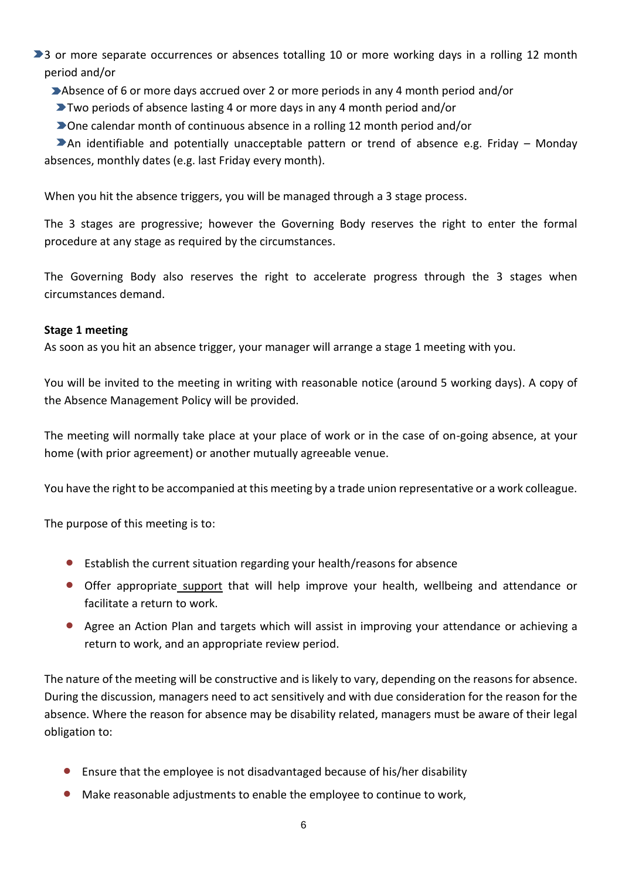- 3 or more separate occurrences or absences totalling 10 or more working days in a rolling 12 month period and/or
  - Absence of 6 or more days accrued over 2 or more periods in any 4 month period and/or
  - Two periods of absence lasting 4 or more days in any 4 month period and/or
  - One calendar month of continuous absence in a rolling 12 month period and/or
  - An identifiable and potentially unacceptable pattern or trend of absence e.g. Friday – Monday absences, monthly dates (e.g. last Friday every month).

When you hit the absence triggers, you will be managed through a 3 stage process.

The 3 stages are progressive; however the Governing Body reserves the right to enter the formal procedure at any stage as required by the circumstances.

The Governing Body also reserves the right to accelerate progress through the 3 stages when circumstances demand.

**Stage 1 meeting**

As soon as you hit an absence trigger, your manager will arrange a stage 1 meeting with you.

You will be invited to the meeting in writing with reasonable notice (around 5 working days). A copy of the Absence Management Policy will be provided.

The meeting will normally take place at your place of work or in the case of on-going absence, at your home (with prior agreement) or another mutually agreeable venue.

You have the right to be accompanied at this meeting by a trade union representative or a work colleague.

The purpose of this meeting is to:

- Establish the current situation regarding your health/reasons for absence
- Offer appropriate support that will help improve your health, wellbeing and attendance or facilitate a return to work.
- Agree an Action Plan and targets which will assist in improving your attendance or achieving a return to work, and an appropriate review period.

The nature of the meeting will be constructive and is likely to vary, depending on the reasons for absence. During the discussion, managers need to act sensitively and with due consideration for the reason for the absence. Where the reason for absence may be disability related, managers must be aware of their legal obligation to:

- Ensure that the employee is not disadvantaged because of his/her disability
- Make reasonable adjustments to enable the employee to continue to work,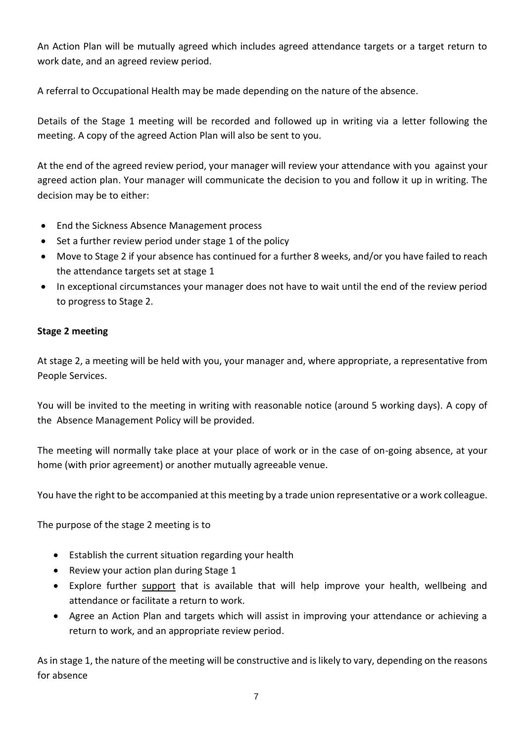An Action Plan will be mutually agreed which includes agreed attendance targets or a target return to work date, and an agreed review period.

A referral to Occupational Health may be made depending on the nature of the absence.

Details of the Stage 1 meeting will be recorded and followed up in writing via a letter following the meeting. A copy of the agreed Action Plan will also be sent to you.

At the end of the agreed review period, your manager will review your attendance with you against your agreed action plan. Your manager will communicate the decision to you and follow it up in writing. The decision may be to either:

- End the Sickness Absence Management process
- Set a further review period under stage 1 of the policy
- Move to Stage 2 if your absence has continued for a further 8 weeks, and/or you have failed to reach the attendance targets set at stage 1
- In exceptional circumstances your manager does not have to wait until the end of the review period to progress to Stage 2.

**Stage 2 meeting**

At stage 2, a meeting will be held with you, your manager and, where appropriate, a representative from People Services.

You will be invited to the meeting in writing with reasonable notice (around 5 working days). A copy of the Absence Management Policy will be provided.

The meeting will normally take place at your place of work or in the case of on-going absence, at your home (with prior agreement) or another mutually agreeable venue.

You have the right to be accompanied at this meeting by a trade union representative or a work colleague.

The purpose of the stage 2 meeting is to

- Establish the current situation regarding your health
- Review your action plan during Stage 1
- Explore further support that is available that will help improve your health, wellbeing and attendance or facilitate a return to work.
- Agree an Action Plan and targets which will assist in improving your attendance or achieving a return to work, and an appropriate review period.

As in stage 1, the nature of the meeting will be constructive and is likely to vary, depending on the reasons for absence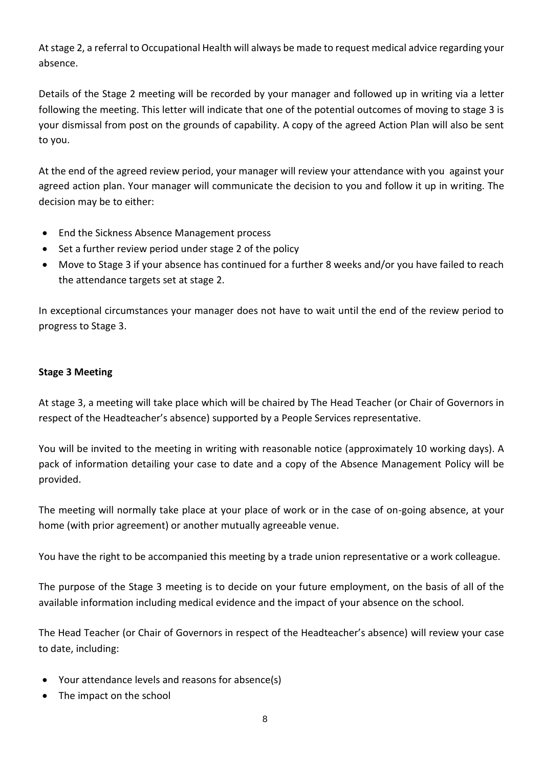At stage 2, a referral to Occupational Health will always be made to request medical advice regarding your absence.

Details of the Stage 2 meeting will be recorded by your manager and followed up in writing via a letter following the meeting. This letter will indicate that one of the potential outcomes of moving to stage 3 is your dismissal from post on the grounds of capability. A copy of the agreed Action Plan will also be sent to you.

At the end of the agreed review period, your manager will review your attendance with you against your agreed action plan. Your manager will communicate the decision to you and follow it up in writing. The decision may be to either:

- End the Sickness Absence Management process
- Set a further review period under stage 2 of the policy
- Move to Stage 3 if your absence has continued for a further 8 weeks and/or you have failed to reach the attendance targets set at stage 2.

In exceptional circumstances your manager does not have to wait until the end of the review period to progress to Stage 3.

**Stage 3 Meeting**

At stage 3, a meeting will take place which will be chaired by The Head Teacher (or Chair of Governors in respect of the Headteacher's absence) supported by a People Services representative.

You will be invited to the meeting in writing with reasonable notice (approximately 10 working days). A pack of information detailing your case to date and a copy of the Absence Management Policy will be provided.

The meeting will normally take place at your place of work or in the case of on-going absence, at your home (with prior agreement) or another mutually agreeable venue.

You have the right to be accompanied this meeting by a trade union representative or a work colleague.

The purpose of the Stage 3 meeting is to decide on your future employment, on the basis of all of the available information including medical evidence and the impact of your absence on the school.

The Head Teacher (or Chair of Governors in respect of the Headteacher's absence) will review your case to date, including:

- Your attendance levels and reasons for absence(s)
- The impact on the school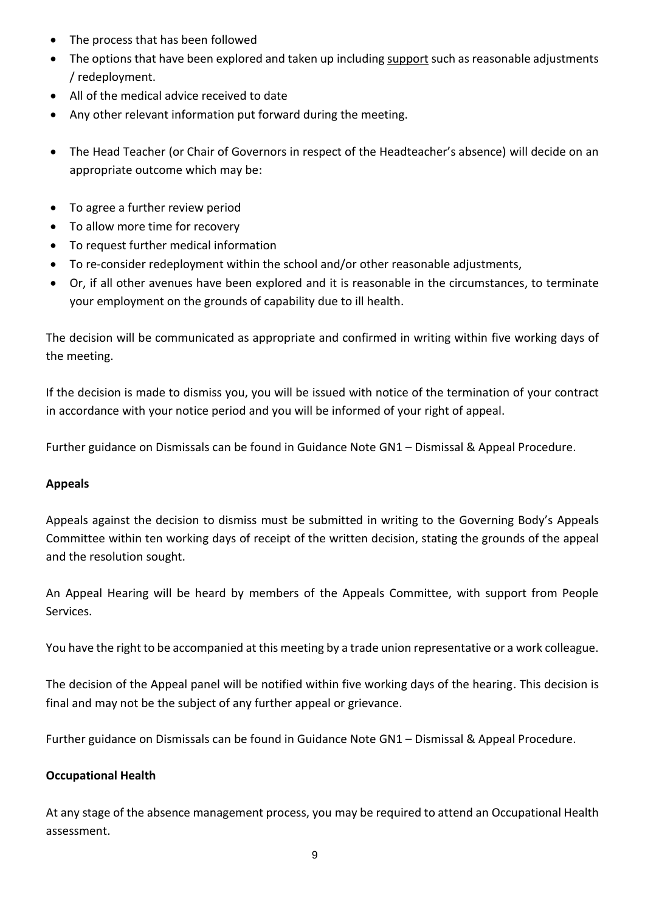- The process that has been followed
- The options that have been explored and taken up including support such as reasonable adjustments / redeployment.
- All of the medical advice received to date
- Any other relevant information put forward during the meeting.

- The Head Teacher (or Chair of Governors in respect of the Headteacher's absence) will decide on an appropriate outcome which may be:

- To agree a further review period
- To allow more time for recovery
- To request further medical information
- To re-consider redeployment within the school and/or other reasonable adjustments,
- Or, if all other avenues have been explored and it is reasonable in the circumstances, to terminate your employment on the grounds of capability due to ill health.

The decision will be communicated as appropriate and confirmed in writing within five working days of the meeting.

If the decision is made to dismiss you, you will be issued with notice of the termination of your contract in accordance with your notice period and you will be informed of your right of appeal.

Further guidance on Dismissals can be found in Guidance Note GN1 – Dismissal & Appeal Procedure.

**Appeals**

Appeals against the decision to dismiss must be submitted in writing to the Governing Body's Appeals Committee within ten working days of receipt of the written decision, stating the grounds of the appeal and the resolution sought.

An Appeal Hearing will be heard by members of the Appeals Committee, with support from People Services.

You have the right to be accompanied at this meeting by a trade union representative or a work colleague.

The decision of the Appeal panel will be notified within five working days of the hearing. This decision is final and may not be the subject of any further appeal or grievance.

Further guidance on Dismissals can be found in Guidance Note GN1 – Dismissal & Appeal Procedure.

**Occupational Health**

At any stage of the absence management process, you may be required to attend an Occupational Health assessment.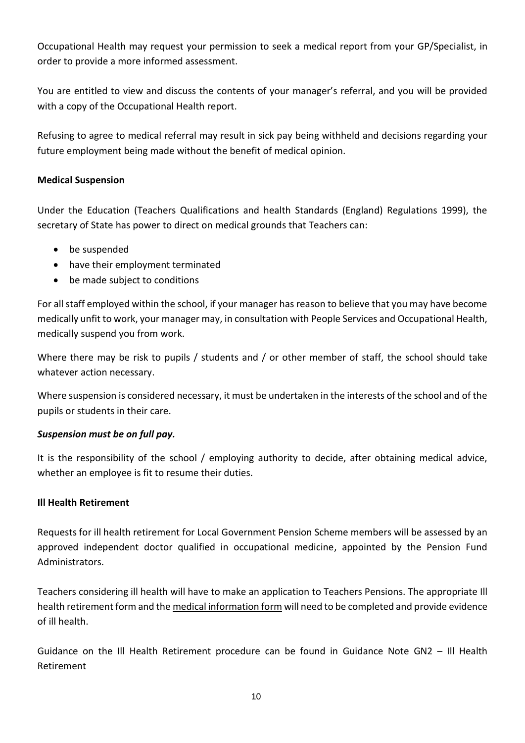Occupational Health may request your permission to seek a medical report from your GP/Specialist, in order to provide a more informed assessment.

You are entitled to view and discuss the contents of your manager's referral, and you will be provided with a copy of the Occupational Health report.

Refusing to agree to medical referral may result in sick pay being withheld and decisions regarding your future employment being made without the benefit of medical opinion.

**Medical Suspension**

Under the Education (Teachers Qualifications and health Standards (England) Regulations 1999), the secretary of State has power to direct on medical grounds that Teachers can:

- be suspended
- have their employment terminated
- be made subject to conditions

For all staff employed within the school, if your manager has reason to believe that you may have become medically unfit to work, your manager may, in consultation with People Services and Occupational Health, medically suspend you from work.

Where there may be risk to pupils / students and / or other member of staff, the school should take whatever action necessary.

Where suspension is considered necessary, it must be undertaken in the interests of the school and of the pupils or students in their care.

***Suspension must be on full pay.***

It is the responsibility of the school / employing authority to decide, after obtaining medical advice, whether an employee is fit to resume their duties.

**Ill Health Retirement**

Requests for ill health retirement for Local Government Pension Scheme members will be assessed by an approved independent doctor qualified in occupational medicine, appointed by the Pension Fund Administrators.

Teachers considering ill health will have to make an application to Teachers Pensions. The appropriate Ill health retirement form and the medical information form will need to be completed and provide evidence of ill health.

Guidance on the Ill Health Retirement procedure can be found in Guidance Note GN2 – Ill Health Retirement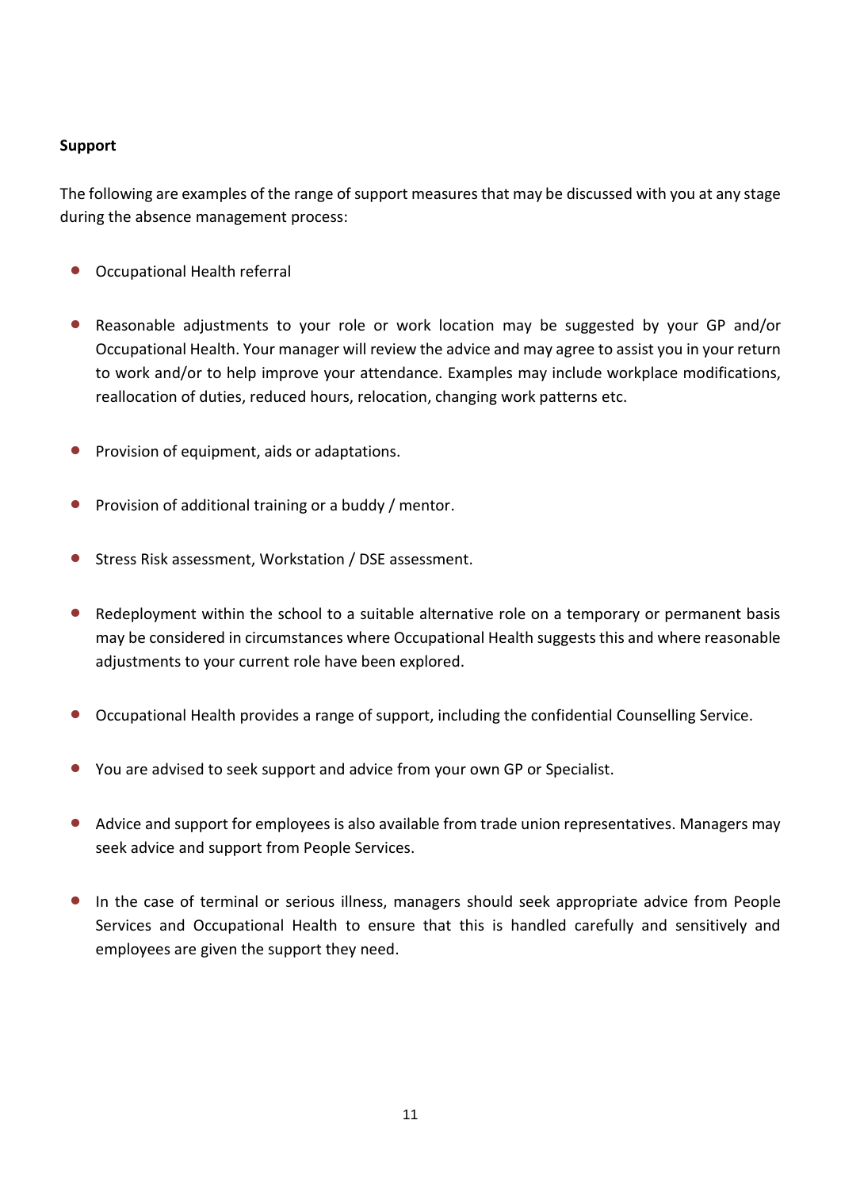**Support**

The following are examples of the range of support measures that may be discussed with you at any stage during the absence management process:

- Occupational Health referral
- Reasonable adjustments to your role or work location may be suggested by your GP and/or Occupational Health. Your manager will review the advice and may agree to assist you in your return to work and/or to help improve your attendance. Examples may include workplace modifications, reallocation of duties, reduced hours, relocation, changing work patterns etc.
- Provision of equipment, aids or adaptations.
- Provision of additional training or a buddy / mentor.
- Stress Risk assessment, Workstation / DSE assessment.
- Redeployment within the school to a suitable alternative role on a temporary or permanent basis may be considered in circumstances where Occupational Health suggests this and where reasonable adjustments to your current role have been explored.
- Occupational Health provides a range of support, including the confidential Counselling Service.
- You are advised to seek support and advice from your own GP or Specialist.
- Advice and support for employees is also available from trade union representatives. Managers may seek advice and support from People Services.
- In the case of terminal or serious illness, managers should seek appropriate advice from People Services and Occupational Health to ensure that this is handled carefully and sensitively and employees are given the support they need.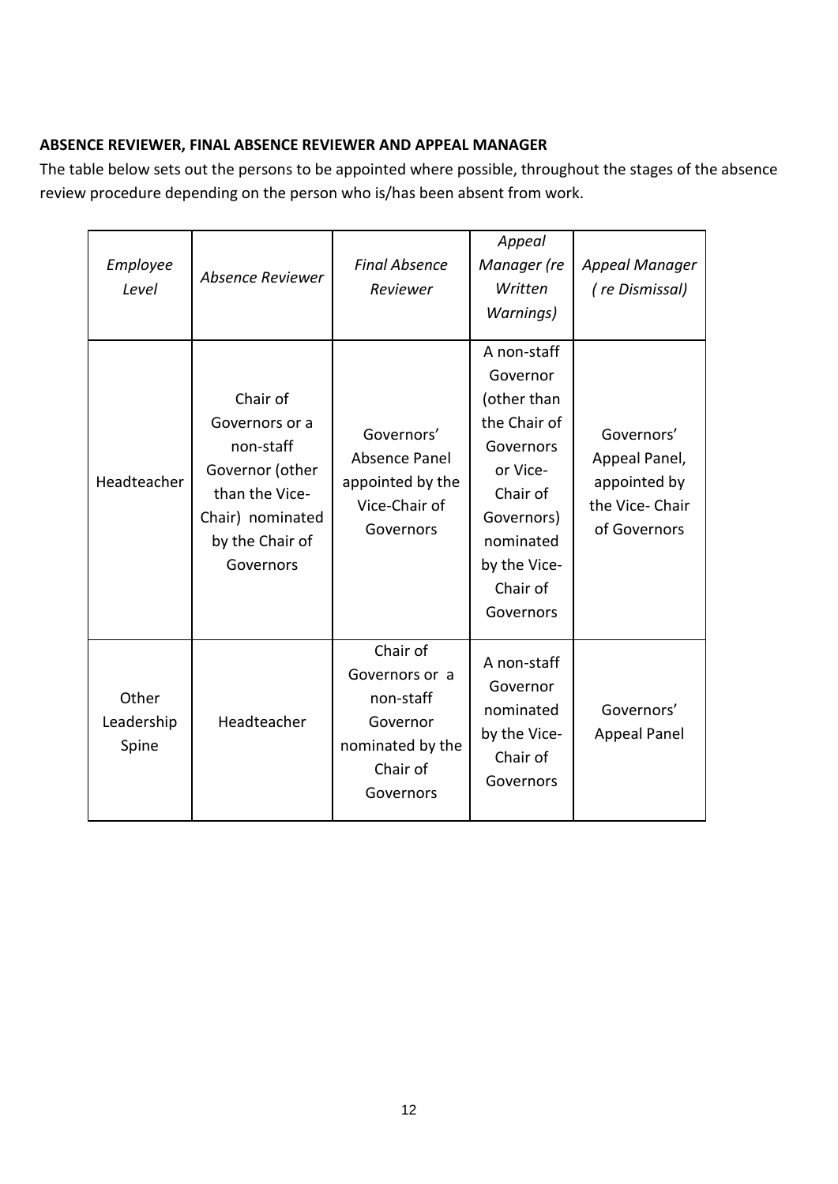**ABSENCE REVIEWER, FINAL ABSENCE REVIEWER AND APPEAL MANAGER**

The table below sets out the persons to be appointed where possible, throughout the stages of the absence review procedure depending on the person who is/has been absent from work.

| *Employee Level* | *Absence Reviewer* | *Final Absence Reviewer* | *Appeal Manager (re Written Warnings)* | *Appeal Manager ( re Dismissal)* |
|---|---|---|---|---|
| Headteacher | Chair of Governors or a non-staff Governor (other than the Vice-Chair) nominated by the Chair of Governors | Governors' Absence Panel appointed by the Vice-Chair of Governors | A non-staff Governor (other than the Chair of Governors or Vice-Chair of Governors) nominated by the Vice-Chair of Governors | Governors' Appeal Panel, appointed by the Vice- Chair of Governors |
| Other Leadership Spine | Headteacher | Chair of Governors or a non-staff Governor nominated by the Chair of Governors | A non-staff Governor nominated by the Vice-Chair of Governors | Governors' Appeal Panel |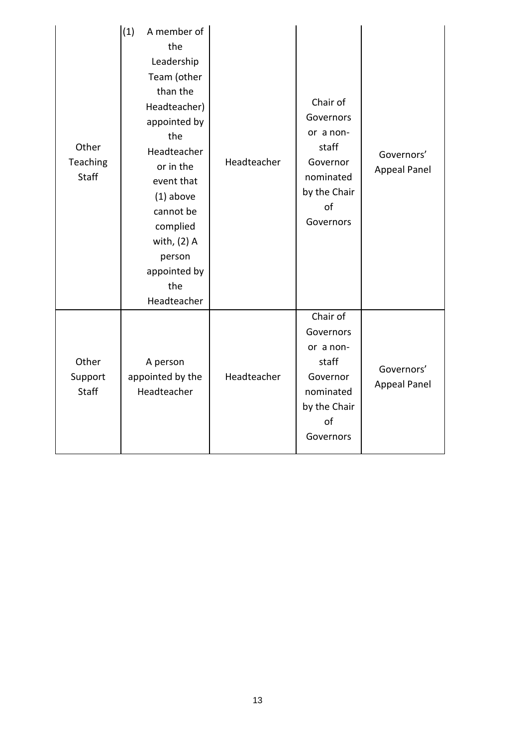| | | | | |
|---|---|---|---|---|
| Other Teaching Staff | (1) A member of the Leadership Team (other than the Headteacher) appointed by the Headteacher or in the event that (1) above cannot be complied with, (2) A person appointed by the Headteacher | Headteacher | Chair of Governors or a non-staff Governor nominated by the Chair of Governors | Governors' Appeal Panel |
| Other Support Staff | A person appointed by the Headteacher | Headteacher | Chair of Governors or a non-staff Governor nominated by the Chair of Governors | Governors' Appeal Panel |